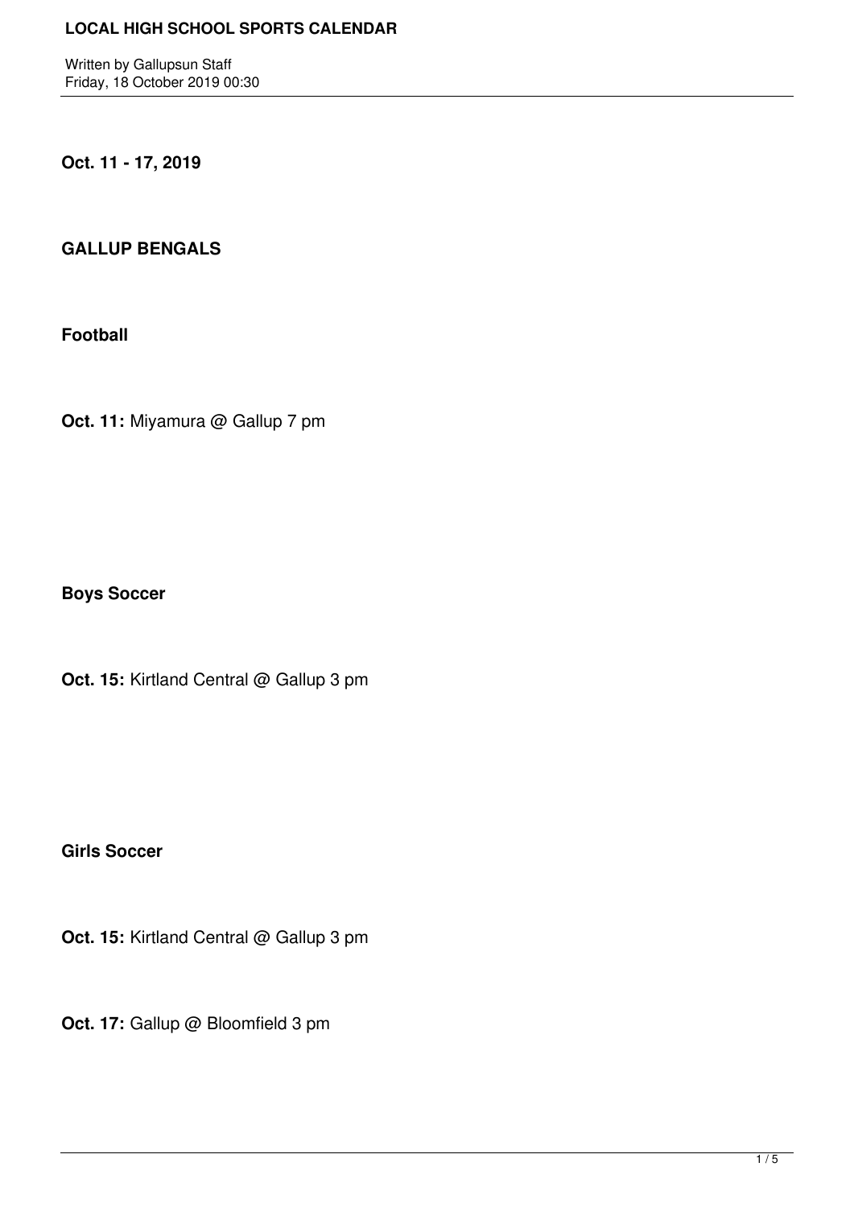# LOCAL HIGH SCHOOL SPORTS CALENDAR

Written by Gallupsun Staff
Friday, 18 October 2019 00:30

**Oct. 11 - 17, 2019**

**GALLUP BENGALS**

**Football**

**Oct. 11:** Miyamura @ Gallup 7 pm

**Boys Soccer**

**Oct. 15:** Kirtland Central @ Gallup 3 pm

**Girls Soccer**

**Oct. 15:** Kirtland Central @ Gallup 3 pm

**Oct. 17:** Gallup @ Bloomfield 3 pm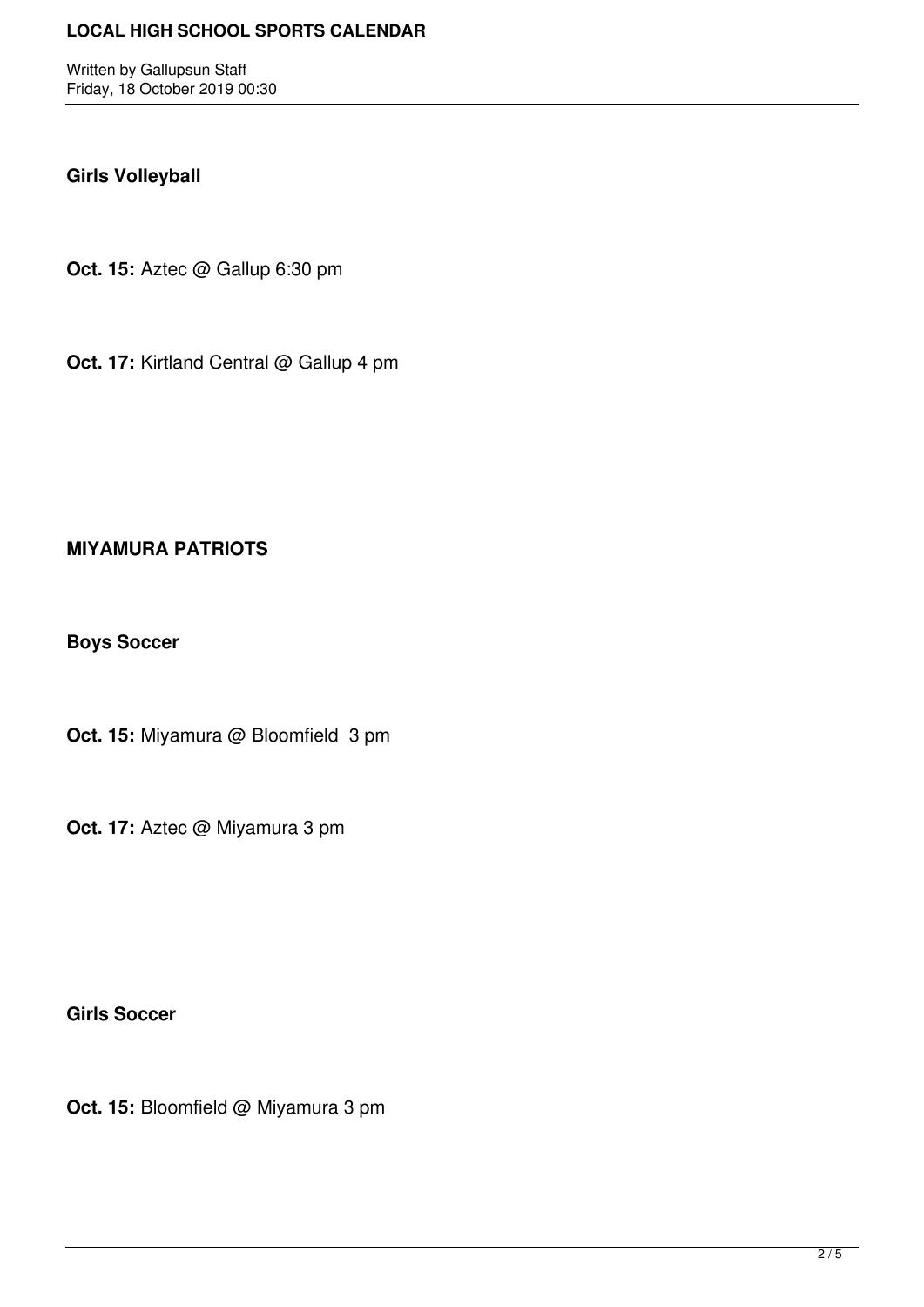**Girls Volleyball**

**Oct. 15:** Aztec @ Gallup 6:30 pm

**Oct. 17:** Kirtland Central @ Gallup 4 pm

**MIYAMURA PATRIOTS**

**Boys Soccer**

**Oct. 15:** Miyamura @ Bloomfield 3 pm

**Oct. 17:** Aztec @ Miyamura 3 pm

**Girls Soccer**

**Oct. 15:** Bloomfield @ Miyamura 3 pm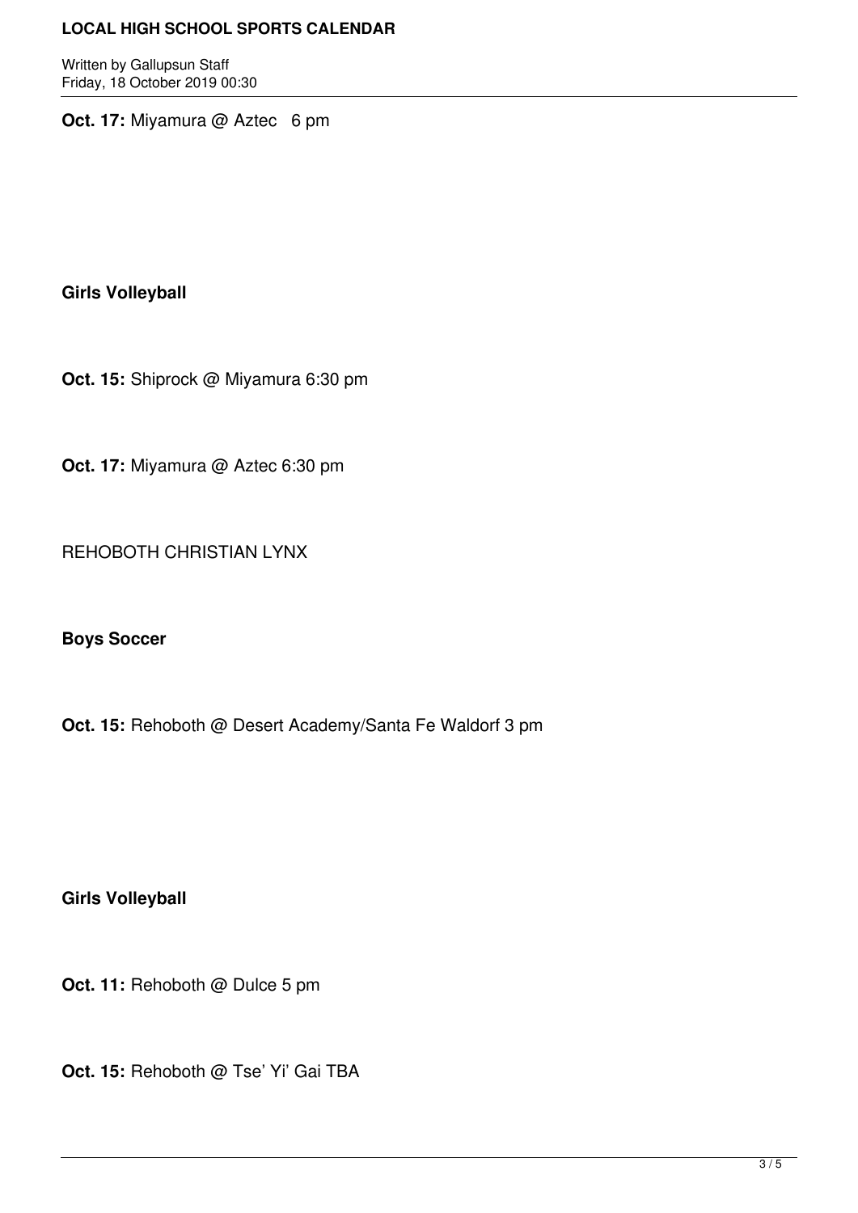**Oct. 17:** Miyamura @ Aztec 6 pm

**Girls Volleyball**

**Oct. 15:** Shiprock @ Miyamura 6:30 pm

**Oct. 17:** Miyamura @ Aztec 6:30 pm

REHOBOTH CHRISTIAN LYNX

**Boys Soccer**

**Oct. 15:** Rehoboth @ Desert Academy/Santa Fe Waldorf 3 pm

**Girls Volleyball**

**Oct. 11:** Rehoboth @ Dulce 5 pm

**Oct. 15:** Rehoboth @ Tse' Yi' Gai TBA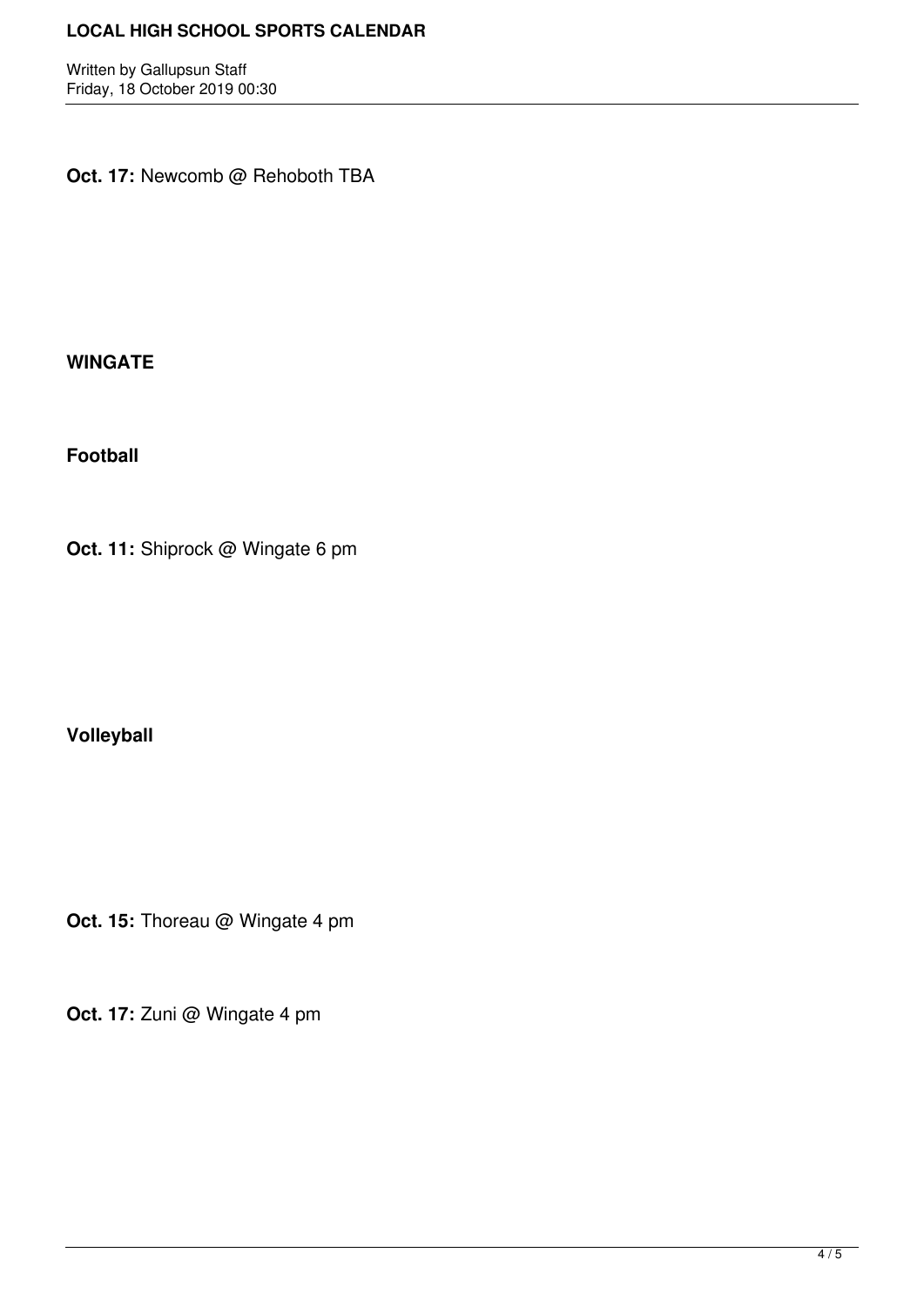**Oct. 17:** Newcomb @ Rehoboth TBA

**WINGATE**

**Football**

**Oct. 11:** Shiprock @ Wingate 6 pm

**Volleyball**

**Oct. 15:** Thoreau @ Wingate 4 pm

**Oct. 17:** Zuni @ Wingate 4 pm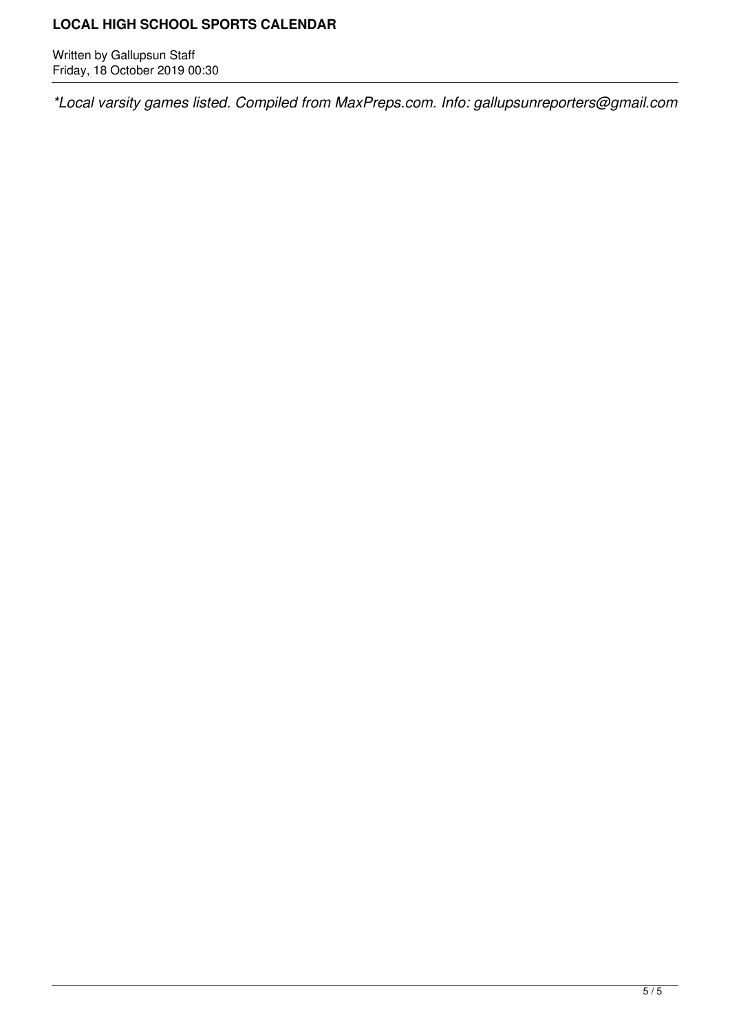*\*Local varsity games listed. Compiled from MaxPreps.com. Info: gallupsunreporters@gmail.com*